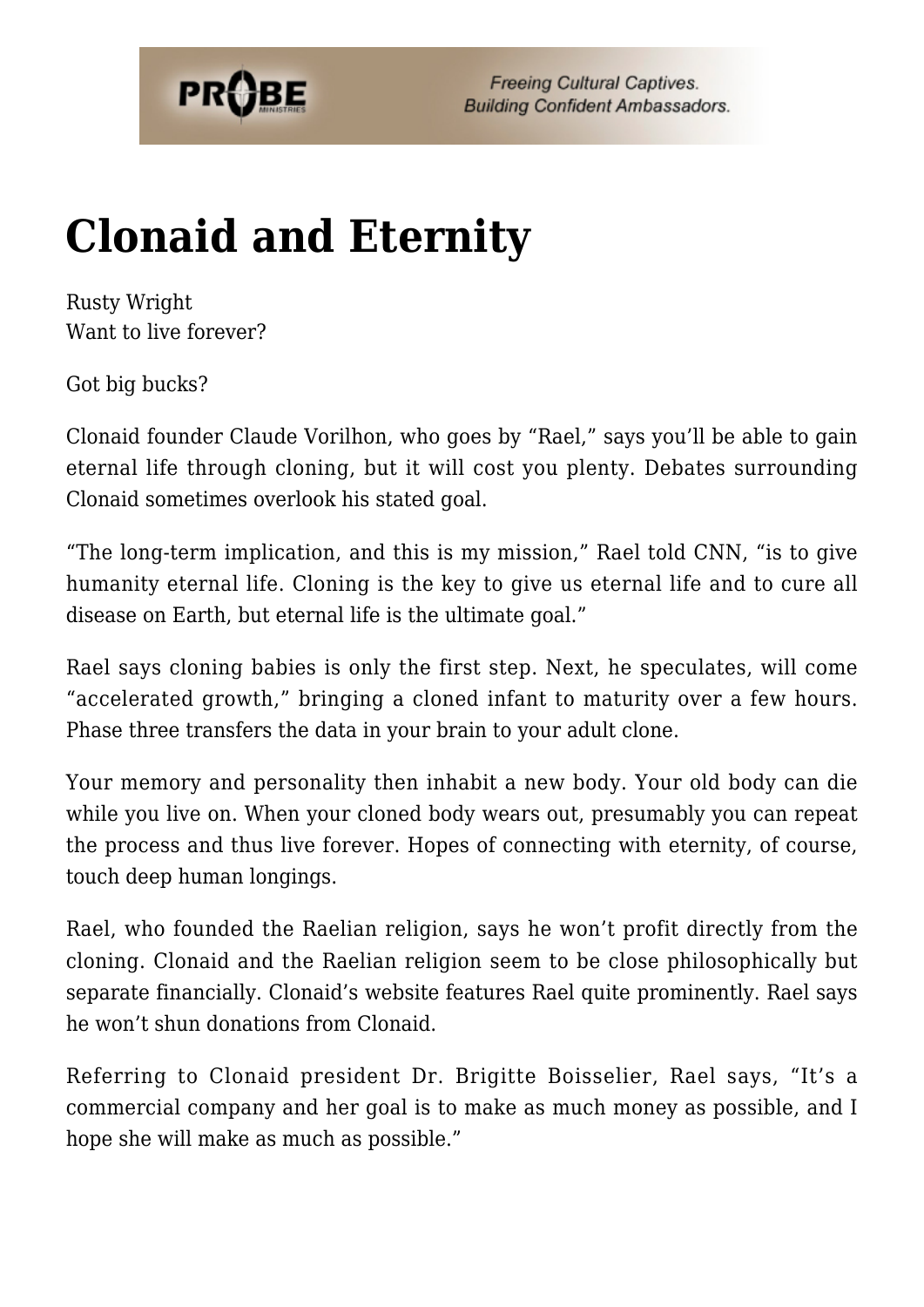# Clonaid and Eternity

Rusty Wright
Want to live forever?

Got big bucks?

Clonaid founder Claude Vorilhon, who goes by "Rael," says you'll be able to gain eternal life through cloning, but it will cost you plenty. Debates surrounding Clonaid sometimes overlook his stated goal.

"The long-term implication, and this is my mission," Rael told CNN, "is to give humanity eternal life. Cloning is the key to give us eternal life and to cure all disease on Earth, but eternal life is the ultimate goal."

Rael says cloning babies is only the first step. Next, he speculates, will come "accelerated growth," bringing a cloned infant to maturity over a few hours. Phase three transfers the data in your brain to your adult clone.

Your memory and personality then inhabit a new body. Your old body can die while you live on. When your cloned body wears out, presumably you can repeat the process and thus live forever. Hopes of connecting with eternity, of course, touch deep human longings.

Rael, who founded the Raelian religion, says he won't profit directly from the cloning. Clonaid and the Raelian religion seem to be close philosophically but separate financially. Clonaid's website features Rael quite prominently. Rael says he won't shun donations from Clonaid.

Referring to Clonaid president Dr. Brigitte Boisselier, Rael says, "It's a commercial company and her goal is to make as much money as possible, and I hope she will make as much as possible."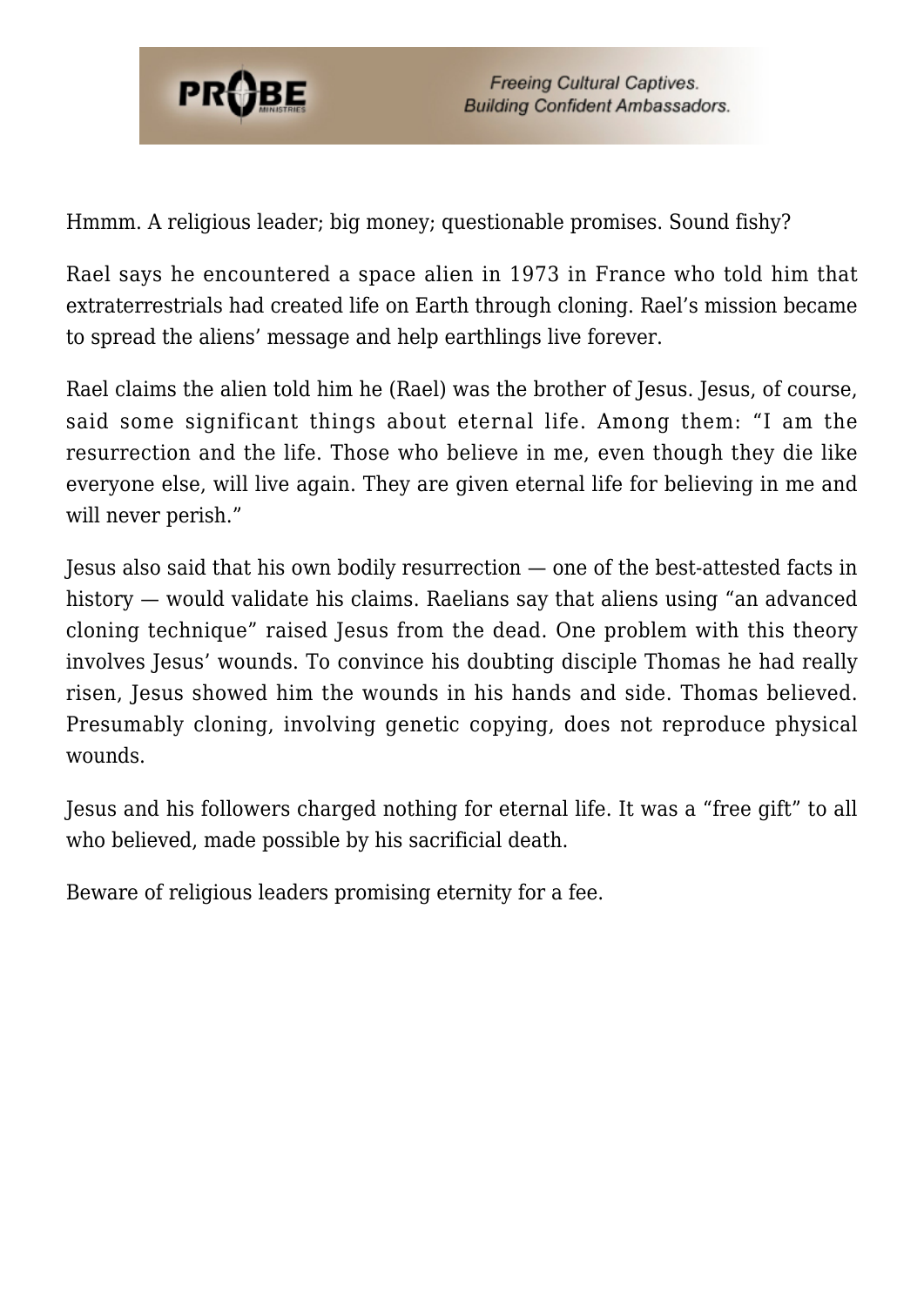Hmmm. A religious leader; big money; questionable promises. Sound fishy?

Rael says he encountered a space alien in 1973 in France who told him that extraterrestrials had created life on Earth through cloning. Rael's mission became to spread the aliens' message and help earthlings live forever.

Rael claims the alien told him he (Rael) was the brother of Jesus. Jesus, of course, said some significant things about eternal life. Among them: "I am the resurrection and the life. Those who believe in me, even though they die like everyone else, will live again. They are given eternal life for believing in me and will never perish."

Jesus also said that his own bodily resurrection — one of the best-attested facts in history — would validate his claims. Raelians say that aliens using "an advanced cloning technique" raised Jesus from the dead. One problem with this theory involves Jesus' wounds. To convince his doubting disciple Thomas he had really risen, Jesus showed him the wounds in his hands and side. Thomas believed. Presumably cloning, involving genetic copying, does not reproduce physical wounds.

Jesus and his followers charged nothing for eternal life. It was a "free gift" to all who believed, made possible by his sacrificial death.

Beware of religious leaders promising eternity for a fee.